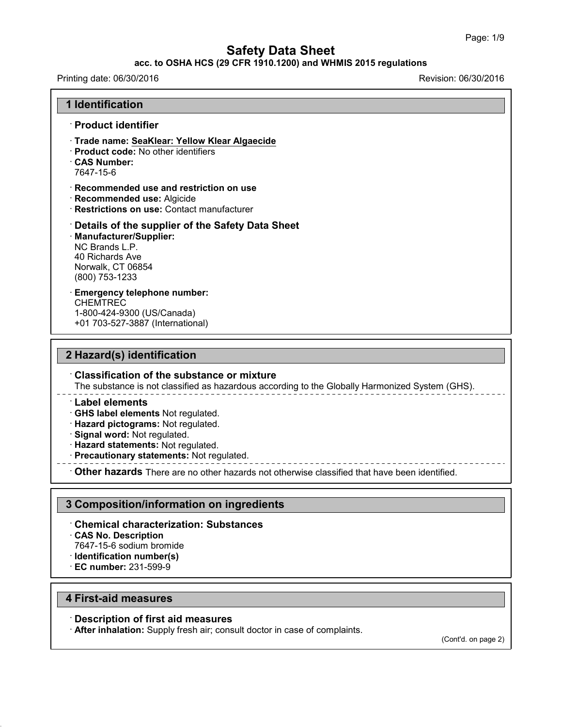# Safety Data Sheet

**acc. to OSHA HCS (29 CFR 1910.1200) and WHMIS 2015 regulations**

Printing date: 06/30/2016 Revision: 06/30/2016

## 1 Identification

· **Product identifier**

· **Trade name: SeaKlear: Yellow Klear Algaecide**
· **Product code:** No other identifiers
· **CAS Number:**
7647-15-6

· **Recommended use and restriction on use**
· **Recommended use:** Algicide
· **Restrictions on use:** Contact manufacturer

· **Details of the supplier of the Safety Data Sheet**
· **Manufacturer/Supplier:**
NC Brands L.P.
40 Richards Ave
Norwalk, CT 06854
(800) 753-1233

· **Emergency telephone number:**
CHEMTREC
1-800-424-9300 (US/Canada)
+01 703-527-3887 (International)

## 2 Hazard(s) identification

· **Classification of the substance or mixture**
The substance is not classified as hazardous according to the Globally Harmonized System (GHS).

· **Label elements**
· **GHS label elements** Not regulated.
· **Hazard pictograms:** Not regulated.
· **Signal word:** Not regulated.
· **Hazard statements:** Not regulated.
· **Precautionary statements:** Not regulated.

· **Other hazards** There are no other hazards not otherwise classified that have been identified.

## 3 Composition/information on ingredients

· **Chemical characterization: Substances**
· **CAS No. Description**
7647-15-6 sodium bromide
· **Identification number(s)**
· **EC number:** 231-599-9

## 4 First-aid measures

· **Description of first aid measures**
· **After inhalation:** Supply fresh air; consult doctor in case of complaints.

(Cont'd. on page 2)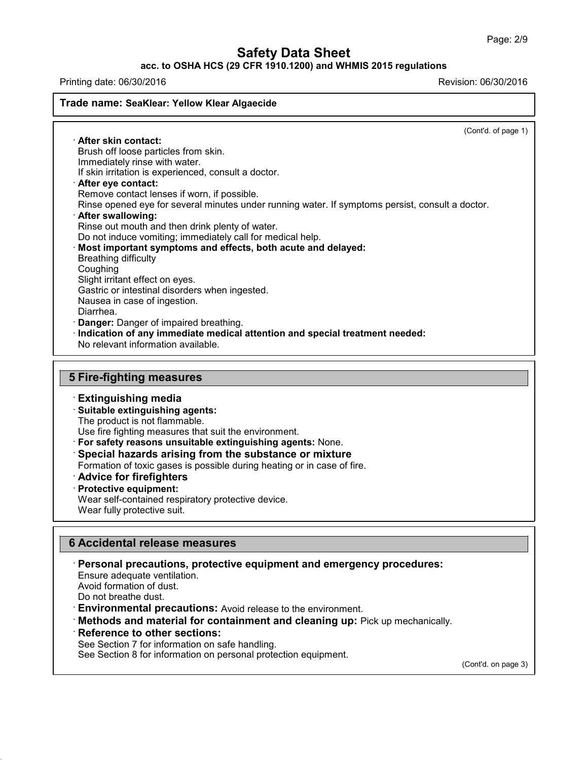(Cont'd. of page 1)

· **After skin contact:**
Brush off loose particles from skin.
Immediately rinse with water.
If skin irritation is experienced, consult a doctor.

· **After eye contact:**
Remove contact lenses if worn, if possible.
Rinse opened eye for several minutes under running water. If symptoms persist, consult a doctor.

· **After swallowing:**
Rinse out mouth and then drink plenty of water.
Do not induce vomiting; immediately call for medical help.

· **Most important symptoms and effects, both acute and delayed:**
Breathing difficulty
Coughing
Slight irritant effect on eyes.
Gastric or intestinal disorders when ingested.
Nausea in case of ingestion.
Diarrhea.

· **Danger:** Danger of impaired breathing.

· **Indication of any immediate medical attention and special treatment needed:**
No relevant information available.

## 5 Fire-fighting measures

· **Extinguishing media**

· **Suitable extinguishing agents:**
The product is not flammable.
Use fire fighting measures that suit the environment.

· **For safety reasons unsuitable extinguishing agents:** None.

· **Special hazards arising from the substance or mixture**
Formation of toxic gases is possible during heating or in case of fire.

· **Advice for firefighters**

· **Protective equipment:**
Wear self-contained respiratory protective device.
Wear fully protective suit.

## 6 Accidental release measures

· **Personal precautions, protective equipment and emergency procedures:**
Ensure adequate ventilation.
Avoid formation of dust.
Do not breathe dust.

· **Environmental precautions:** Avoid release to the environment.

· **Methods and material for containment and cleaning up:** Pick up mechanically.

· **Reference to other sections:**
See Section 7 for information on safe handling.
See Section 8 for information on personal protection equipment.

(Cont'd. on page 3)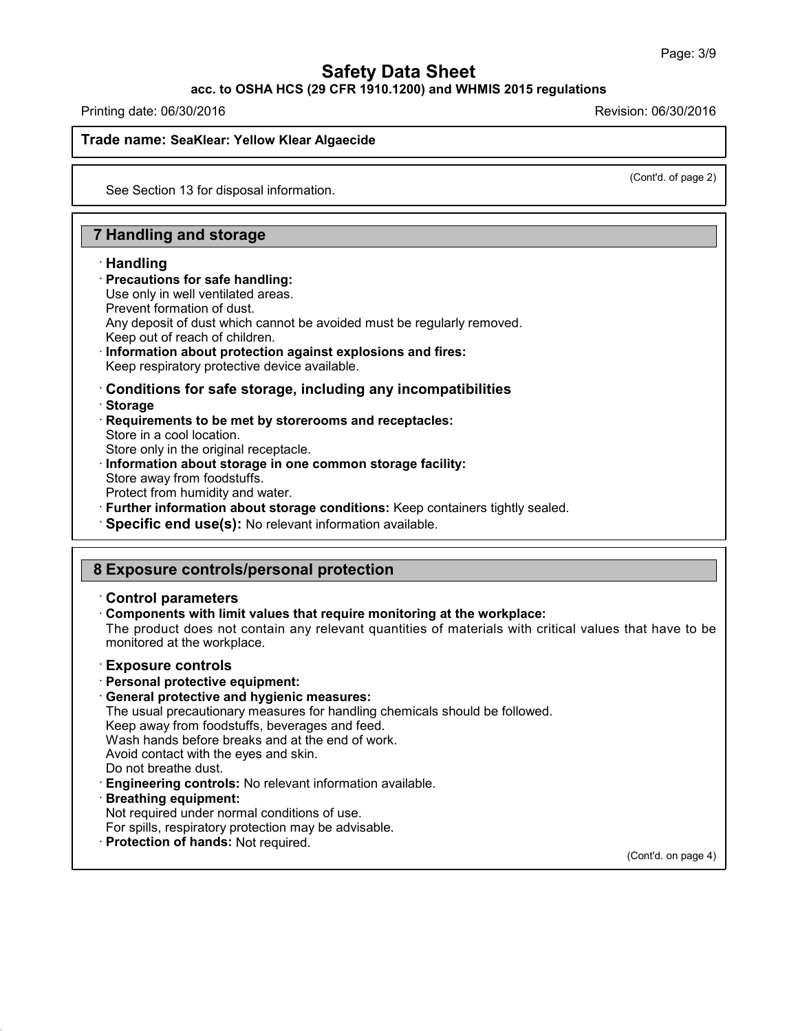See Section 13 for disposal information.

## 7 Handling and storage

· **Handling**

· **Precautions for safe handling:**
Use only in well ventilated areas.
Prevent formation of dust.
Any deposit of dust which cannot be avoided must be regularly removed.
Keep out of reach of children.

· **Information about protection against explosions and fires:**
Keep respiratory protective device available.

· **Conditions for safe storage, including any incompatibilities**

· **Storage**

· **Requirements to be met by storerooms and receptacles:**
Store in a cool location.
Store only in the original receptacle.

· **Information about storage in one common storage facility:**
Store away from foodstuffs.
Protect from humidity and water.

· **Further information about storage conditions:** Keep containers tightly sealed.

· **Specific end use(s):** No relevant information available.

## 8 Exposure controls/personal protection

· **Control parameters**

· **Components with limit values that require monitoring at the workplace:**
The product does not contain any relevant quantities of materials with critical values that have to be monitored at the workplace.

· **Exposure controls**

· **Personal protective equipment:**

· **General protective and hygienic measures:**
The usual precautionary measures for handling chemicals should be followed.
Keep away from foodstuffs, beverages and feed.
Wash hands before breaks and at the end of work.
Avoid contact with the eyes and skin.
Do not breathe dust.

· **Engineering controls:** No relevant information available.

· **Breathing equipment:**
Not required under normal conditions of use.
For spills, respiratory protection may be advisable.

· **Protection of hands:** Not required.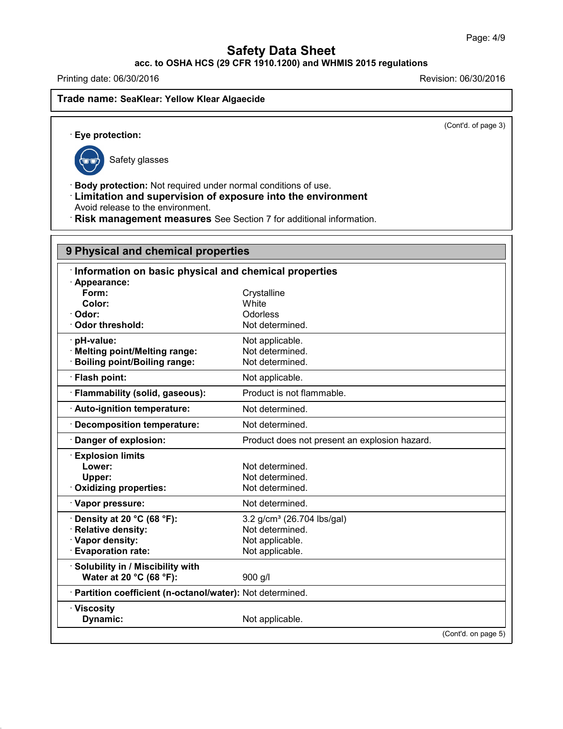**Trade name: SeaKlear: Yellow Klear Algaecide**

(Cont'd. of page 3)

· **Eye protection:**

Safety glasses

· **Body protection:** Not required under normal conditions of use.

· **Limitation and supervision of exposure into the environment**
Avoid release to the environment.

· **Risk management measures** See Section 7 for additional information.

## 9 Physical and chemical properties

· **Information on basic physical and chemical properties**

| Property | Value |
|---|---|
| · **Appearance:** | |
| **Form:** | Crystalline |
| **Color:** | White |
| · **Odor:** | Odorless |
| · **Odor threshold:** | Not determined. |
| · **pH-value:** | Not applicable. |
| · **Melting point/Melting range:** | Not determined. |
| · **Boiling point/Boiling range:** | Not determined. |
| · **Flash point:** | Not applicable. |
| · **Flammability (solid, gaseous):** | Product is not flammable. |
| · **Auto-ignition temperature:** | Not determined. |
| · **Decomposition temperature:** | Not determined. |
| · **Danger of explosion:** | Product does not present an explosion hazard. |
| · **Explosion limits** | |
| **Lower:** | Not determined. |
| **Upper:** | Not determined. |
| · **Oxidizing properties:** | Not determined. |
| · **Vapor pressure:** | Not determined. |
| · **Density at 20 °C (68 °F):** | 3.2 g/cm³ (26.704 lbs/gal) |
| · **Relative density:** | Not determined. |
| · **Vapor density:** | Not applicable. |
| · **Evaporation rate:** | Not applicable. |
| · **Solubility in / Miscibility with** | |
| **Water at 20 °C (68 °F):** | 900 g/l |
| · **Partition coefficient (n-octanol/water):** | Not determined. |
| · **Viscosity** | |
| **Dynamic:** | Not applicable. |

(Cont'd. on page 5)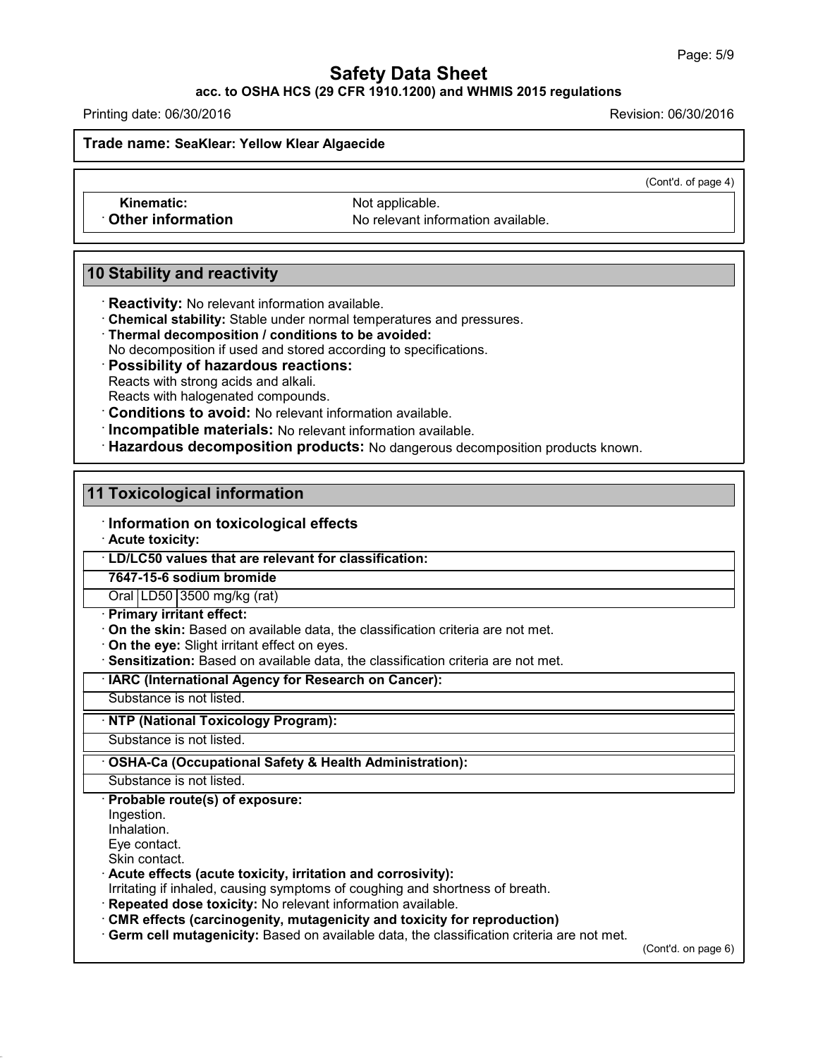(Cont'd. of page 4)

| | |
|---|---|
| **Kinematic:** | Not applicable. |
| · **Other information** | No relevant information available. |

## 10 Stability and reactivity

· **Reactivity:** No relevant information available.

· **Chemical stability:** Stable under normal temperatures and pressures.

· **Thermal decomposition / conditions to be avoided:**
No decomposition if used and stored according to specifications.

· **Possibility of hazardous reactions:**
Reacts with strong acids and alkali.
Reacts with halogenated compounds.

· **Conditions to avoid:** No relevant information available.

· **Incompatible materials:** No relevant information available.

· **Hazardous decomposition products:** No dangerous decomposition products known.

## 11 Toxicological information

· **Information on toxicological effects**

· **Acute toxicity:**

| · **LD/LC50 values that are relevant for classification:** | | |
|---|---|---|
| **7647-15-6 sodium bromide** | | |
| Oral | LD50 | 3500 mg/kg (rat) |

· **Primary irritant effect:**

· **On the skin:** Based on available data, the classification criteria are not met.

· **On the eye:** Slight irritant effect on eyes.

· **Sensitization:** Based on available data, the classification criteria are not met.

| · **IARC (International Agency for Research on Cancer):** |
|---|
| Substance is not listed. |

| · **NTP (National Toxicology Program):** |
|---|
| Substance is not listed. |

| · **OSHA-Ca (Occupational Safety & Health Administration):** |
|---|
| Substance is not listed. |

· **Probable route(s) of exposure:**
Ingestion.
Inhalation.
Eye contact.
Skin contact.

· **Acute effects (acute toxicity, irritation and corrosivity):**
Irritating if inhaled, causing symptoms of coughing and shortness of breath.

· **Repeated dose toxicity:** No relevant information available.

· **CMR effects (carcinogenity, mutagenicity and toxicity for reproduction)**

· **Germ cell mutagenicity:** Based on available data, the classification criteria are not met.

(Cont'd. on page 6)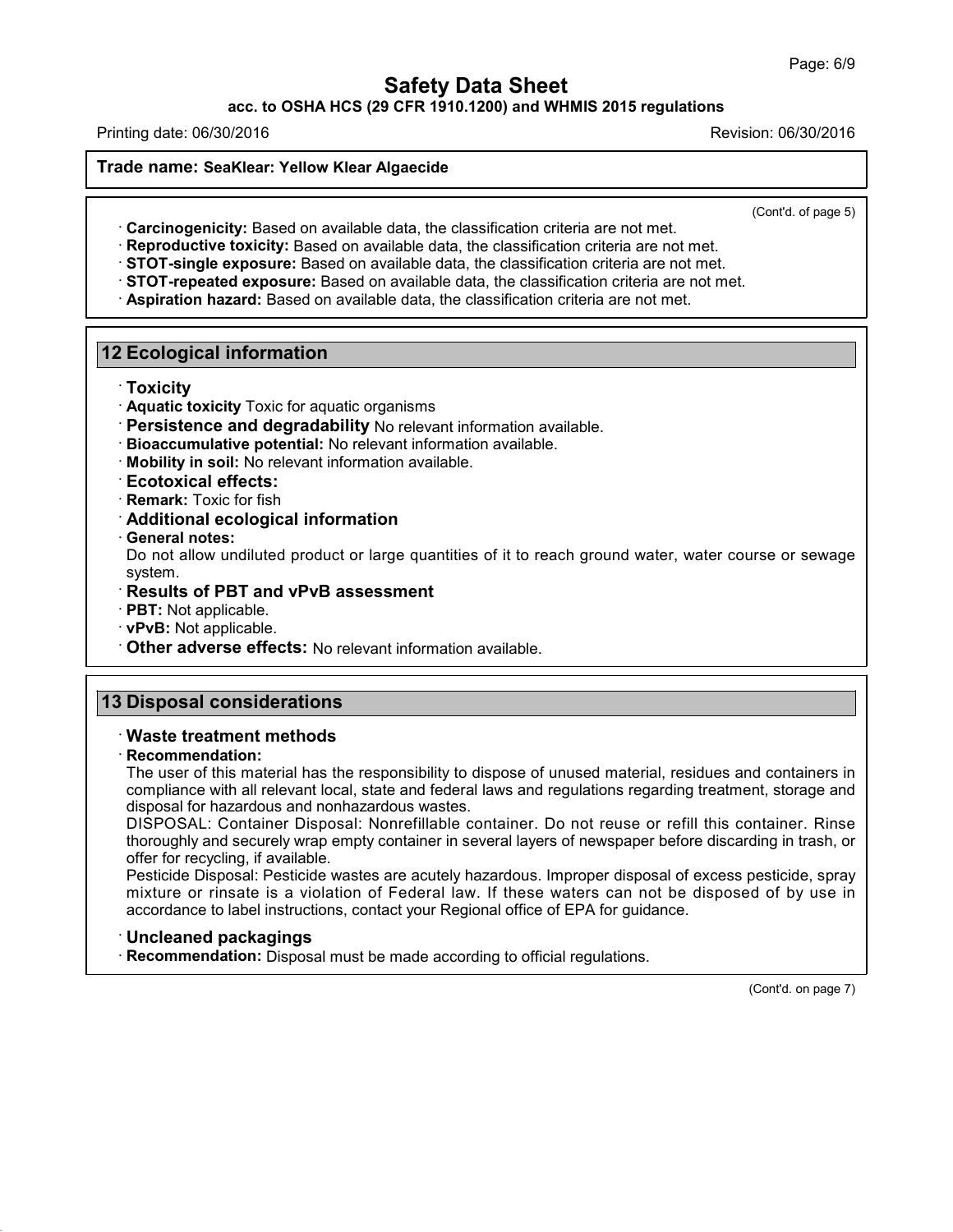**Trade name: SeaKlear: Yellow Klear Algaecide**

(Cont'd. of page 5)

· **Carcinogenicity:** Based on available data, the classification criteria are not met.
· **Reproductive toxicity:** Based on available data, the classification criteria are not met.
· **STOT-single exposure:** Based on available data, the classification criteria are not met.
· **STOT-repeated exposure:** Based on available data, the classification criteria are not met.
· **Aspiration hazard:** Based on available data, the classification criteria are not met.

## 12 Ecological information

· **Toxicity**
· **Aquatic toxicity** Toxic for aquatic organisms
· **Persistence and degradability** No relevant information available.
· **Bioaccumulative potential:** No relevant information available.
· **Mobility in soil:** No relevant information available.
· **Ecotoxical effects:**
· **Remark:** Toxic for fish
· **Additional ecological information**
· **General notes:**
Do not allow undiluted product or large quantities of it to reach ground water, water course or sewage system.
· **Results of PBT and vPvB assessment**
· **PBT:** Not applicable.
· **vPvB:** Not applicable.
· **Other adverse effects:** No relevant information available.

## 13 Disposal considerations

· **Waste treatment methods**
· **Recommendation:**
The user of this material has the responsibility to dispose of unused material, residues and containers in compliance with all relevant local, state and federal laws and regulations regarding treatment, storage and disposal for hazardous and nonhazardous wastes.
DISPOSAL: Container Disposal: Nonrefillable container. Do not reuse or refill this container. Rinse thoroughly and securely wrap empty container in several layers of newspaper before discarding in trash, or offer for recycling, if available.
Pesticide Disposal: Pesticide wastes are acutely hazardous. Improper disposal of excess pesticide, spray mixture or rinsate is a violation of Federal law. If these waters can not be disposed of by use in accordance to label instructions, contact your Regional office of EPA for guidance.

· **Uncleaned packagings**
· **Recommendation:** Disposal must be made according to official regulations.

(Cont'd. on page 7)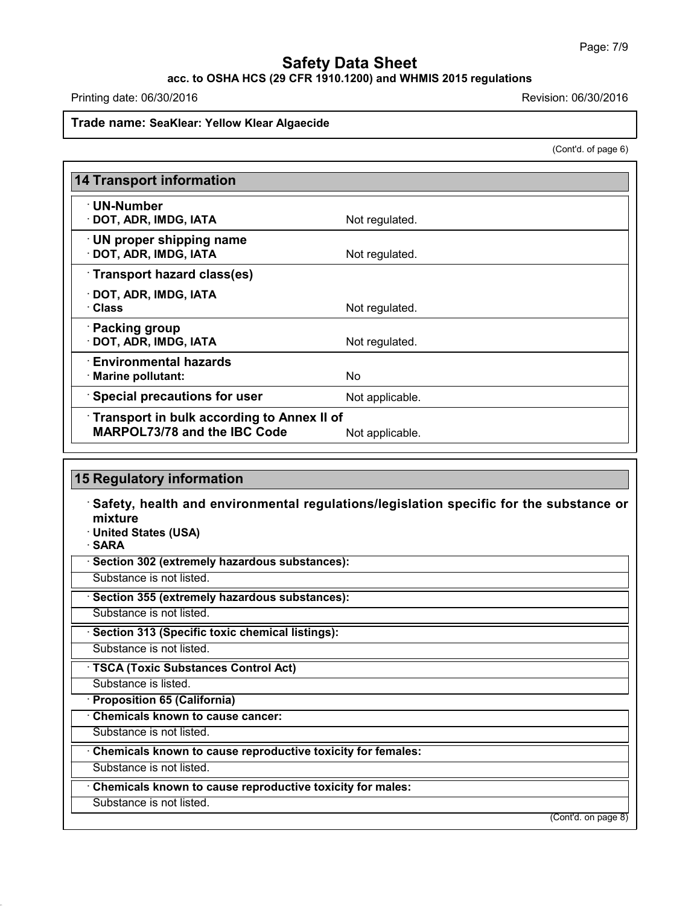Trade name: **SeaKlear: Yellow Klear Algaecide**

(Cont'd. of page 6)

## 14 Transport information

| | |
|---|---|
| **· UN-Number** | |
| **· DOT, ADR, IMDG, IATA** | Not regulated. |
| **· UN proper shipping name** | |
| **· DOT, ADR, IMDG, IATA** | Not regulated. |
| **· Transport hazard class(es)** | |
| **· DOT, ADR, IMDG, IATA** | |
| **· Class** | Not regulated. |
| **· Packing group** | |
| **· DOT, ADR, IMDG, IATA** | Not regulated. |
| **· Environmental hazards** | |
| **· Marine pollutant:** | No |
| **· Special precautions for user** | Not applicable. |
| **· Transport in bulk according to Annex II of MARPOL73/78 and the IBC Code** | Not applicable. |

## 15 Regulatory information

**· Safety, health and environmental regulations/legislation specific for the substance or mixture**

**· United States (USA)**

**· SARA**

**· Section 302 (extremely hazardous substances):**

Substance is not listed.

**· Section 355 (extremely hazardous substances):**

Substance is not listed.

**· Section 313 (Specific toxic chemical listings):**

Substance is not listed.

**· TSCA (Toxic Substances Control Act)**

Substance is listed.

**· Proposition 65 (California)**

**· Chemicals known to cause cancer:**

Substance is not listed.

**· Chemicals known to cause reproductive toxicity for females:**

Substance is not listed.

**· Chemicals known to cause reproductive toxicity for males:**

Substance is not listed.

(Cont'd. on page 8)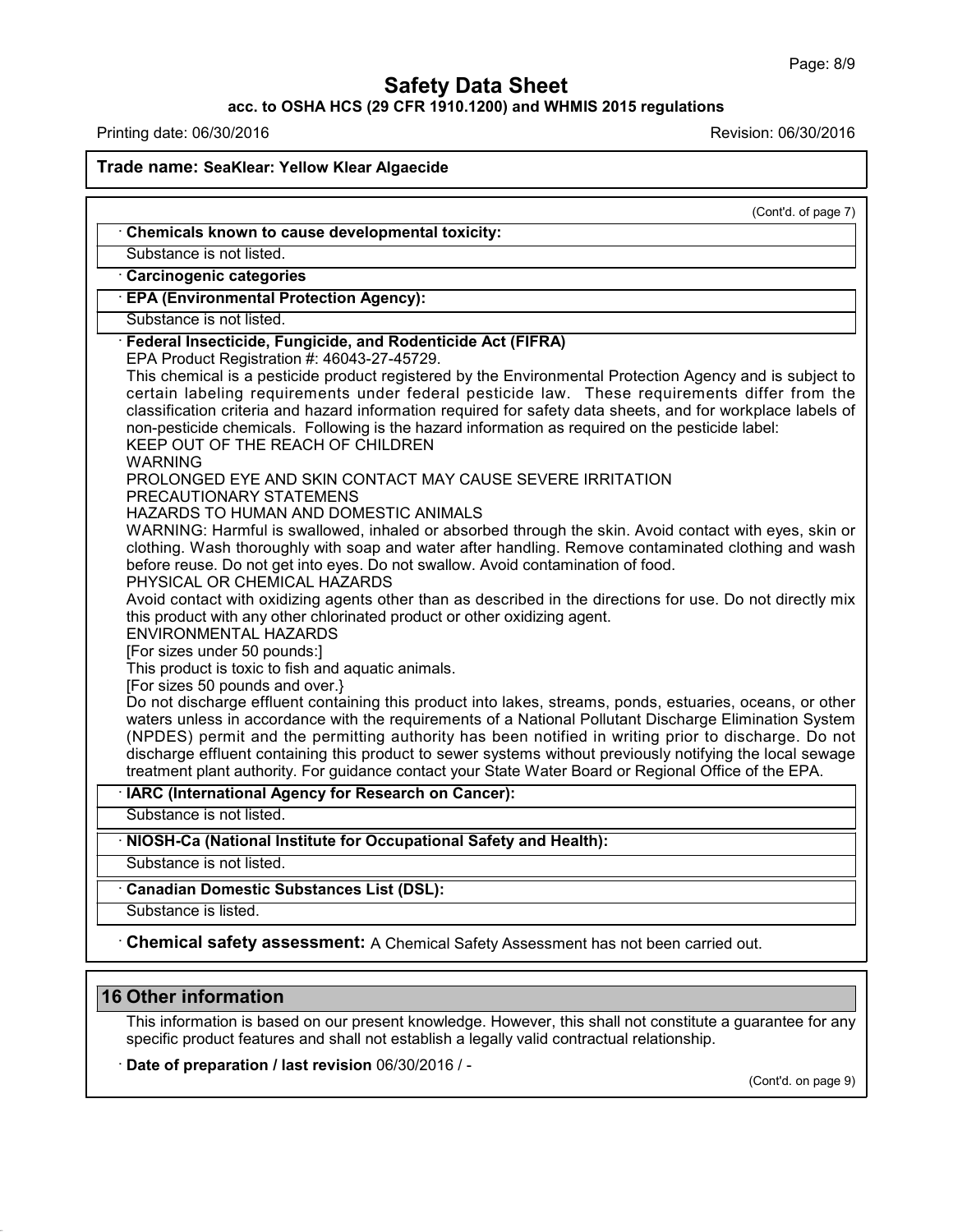(Cont'd. of page 7)

· **Chemicals known to cause developmental toxicity:**

Substance is not listed.

· **Carcinogenic categories**

· **EPA (Environmental Protection Agency):**

Substance is not listed.

· **Federal Insecticide, Fungicide, and Rodenticide Act (FIFRA)**

EPA Product Registration #: 46043-27-45729.

This chemical is a pesticide product registered by the Environmental Protection Agency and is subject to certain labeling requirements under federal pesticide law. These requirements differ from the classification criteria and hazard information required for safety data sheets, and for workplace labels of non-pesticide chemicals. Following is the hazard information as required on the pesticide label:

KEEP OUT OF THE REACH OF CHILDREN

WARNING

PROLONGED EYE AND SKIN CONTACT MAY CAUSE SEVERE IRRITATION

PRECAUTIONARY STATEMENS

HAZARDS TO HUMAN AND DOMESTIC ANIMALS

WARNING: Harmful is swallowed, inhaled or absorbed through the skin. Avoid contact with eyes, skin or clothing. Wash thoroughly with soap and water after handling. Remove contaminated clothing and wash before reuse. Do not get into eyes. Do not swallow. Avoid contamination of food.

PHYSICAL OR CHEMICAL HAZARDS

Avoid contact with oxidizing agents other than as described in the directions for use. Do not directly mix this product with any other chlorinated product or other oxidizing agent.

ENVIRONMENTAL HAZARDS

[For sizes under 50 pounds:]

This product is toxic to fish and aquatic animals.

[For sizes 50 pounds and over.}

Do not discharge effluent containing this product into lakes, streams, ponds, estuaries, oceans, or other waters unless in accordance with the requirements of a National Pollutant Discharge Elimination System (NPDES) permit and the permitting authority has been notified in writing prior to discharge. Do not discharge effluent containing this product to sewer systems without previously notifying the local sewage treatment plant authority. For guidance contact your State Water Board or Regional Office of the EPA.

· **IARC (International Agency for Research on Cancer):**

Substance is not listed.

· **NIOSH-Ca (National Institute for Occupational Safety and Health):**

Substance is not listed.

· **Canadian Domestic Substances List (DSL):**

Substance is listed.

· **Chemical safety assessment:** A Chemical Safety Assessment has not been carried out.

## 16 Other information

This information is based on our present knowledge. However, this shall not constitute a guarantee for any specific product features and shall not establish a legally valid contractual relationship.

· **Date of preparation / last revision** 06/30/2016 / -

(Cont'd. on page 9)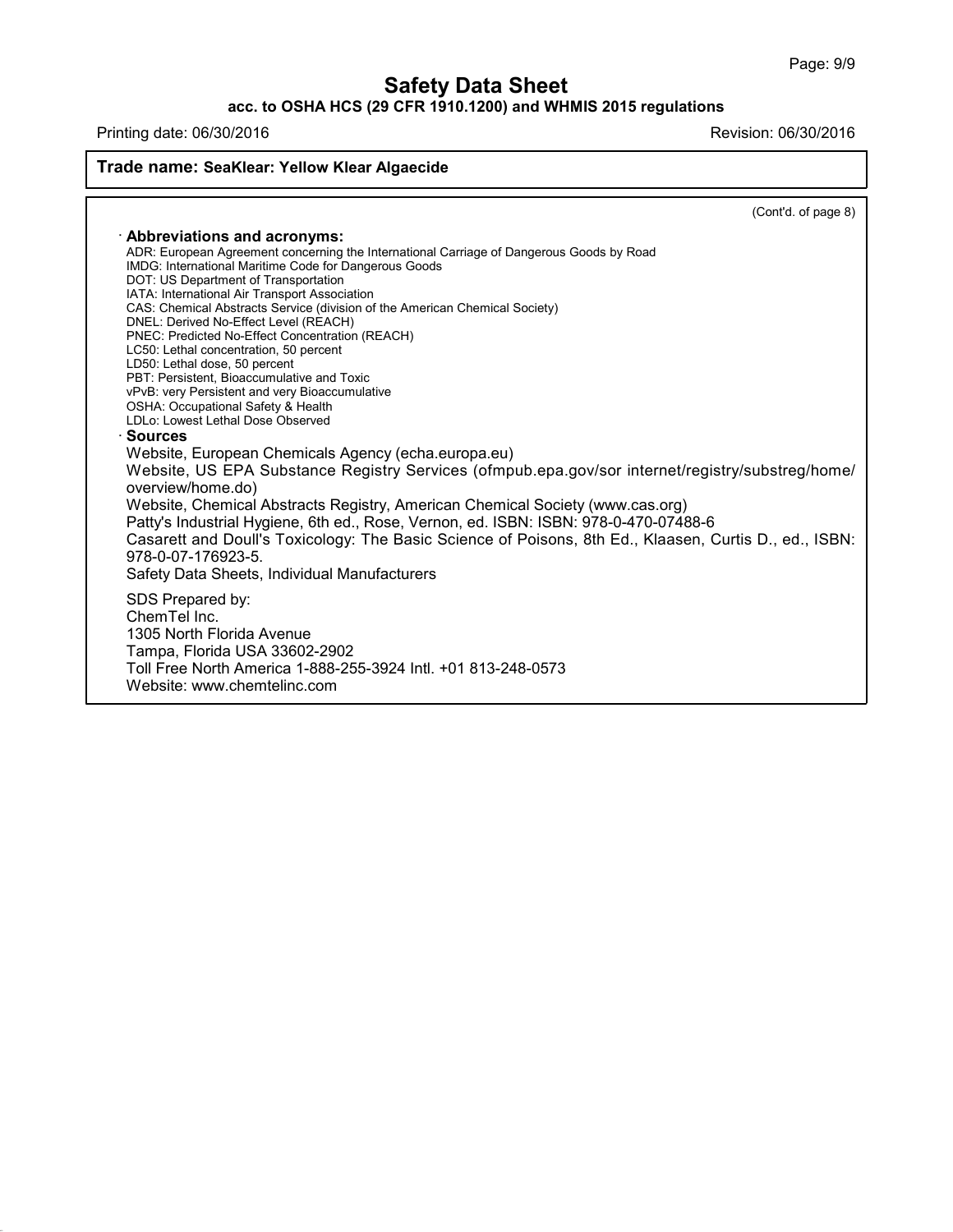(Cont'd. of page 8)

· **Abbreviations and acronyms:**

ADR: European Agreement concerning the International Carriage of Dangerous Goods by Road
IMDG: International Maritime Code for Dangerous Goods
DOT: US Department of Transportation
IATA: International Air Transport Association
CAS: Chemical Abstracts Service (division of the American Chemical Society)
DNEL: Derived No-Effect Level (REACH)
PNEC: Predicted No-Effect Concentration (REACH)
LC50: Lethal concentration, 50 percent
LD50: Lethal dose, 50 percent
PBT: Persistent, Bioaccumulative and Toxic
vPvB: very Persistent and very Bioaccumulative
OSHA: Occupational Safety & Health
LDLo: Lowest Lethal Dose Observed

· **Sources**

Website, European Chemicals Agency (echa.europa.eu)
Website, US EPA Substance Registry Services (ofmpub.epa.gov/sor internet/registry/substreg/home/overview/home.do)
Website, Chemical Abstracts Registry, American Chemical Society (www.cas.org)
Patty's Industrial Hygiene, 6th ed., Rose, Vernon, ed. ISBN: ISBN: 978-0-470-07488-6
Casarett and Doull's Toxicology: The Basic Science of Poisons, 8th Ed., Klaasen, Curtis D., ed., ISBN: 978-0-07-176923-5.
Safety Data Sheets, Individual Manufacturers

SDS Prepared by:
ChemTel Inc.
1305 North Florida Avenue
Tampa, Florida USA 33602-2902
Toll Free North America 1-888-255-3924 Intl. +01 813-248-0573
Website: www.chemtelinc.com